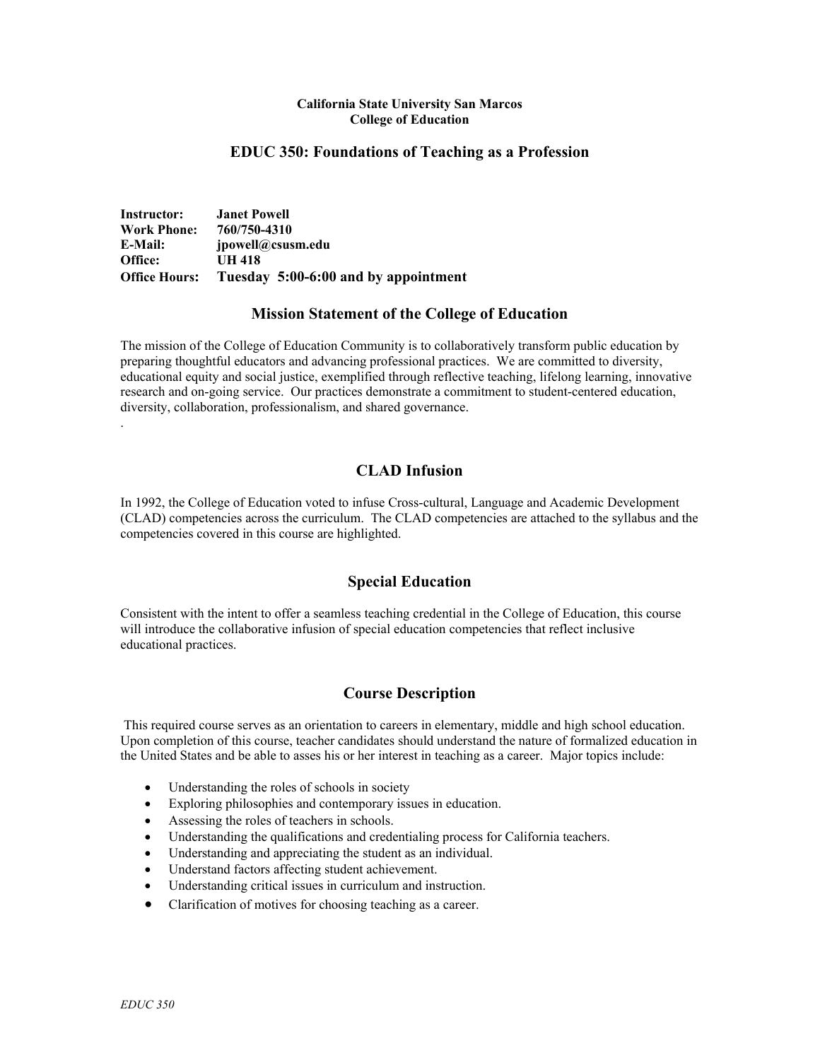**California State University San Marcos**
**College of Education**

# EDUC 350: Foundations of Teaching as a Profession

**Instructor:** **Janet Powell**
**Work Phone:** **760/750-4310**
**E-Mail:** **jpowell@csusm.edu**
**Office:** **UH 418**
**Office Hours:** **Tuesday 5:00-6:00 and by appointment**

## Mission Statement of the College of Education

The mission of the College of Education Community is to collaboratively transform public education by preparing thoughtful educators and advancing professional practices. We are committed to diversity, educational equity and social justice, exemplified through reflective teaching, lifelong learning, innovative research and on-going service. Our practices demonstrate a commitment to student-centered education, diversity, collaboration, professionalism, and shared governance.
.

## CLAD Infusion

In 1992, the College of Education voted to infuse Cross-cultural, Language and Academic Development (CLAD) competencies across the curriculum. The CLAD competencies are attached to the syllabus and the competencies covered in this course are highlighted.

## Special Education

Consistent with the intent to offer a seamless teaching credential in the College of Education, this course will introduce the collaborative infusion of special education competencies that reflect inclusive educational practices.

## Course Description

This required course serves as an orientation to careers in elementary, middle and high school education. Upon completion of this course, teacher candidates should understand the nature of formalized education in the United States and be able to asses his or her interest in teaching as a career. Major topics include:

- Understanding the roles of schools in society
- Exploring philosophies and contemporary issues in education.
- Assessing the roles of teachers in schools.
- Understanding the qualifications and credentialing process for California teachers.
- Understanding and appreciating the student as an individual.
- Understand factors affecting student achievement.
- Understanding critical issues in curriculum and instruction.
- Clarification of motives for choosing teaching as a career.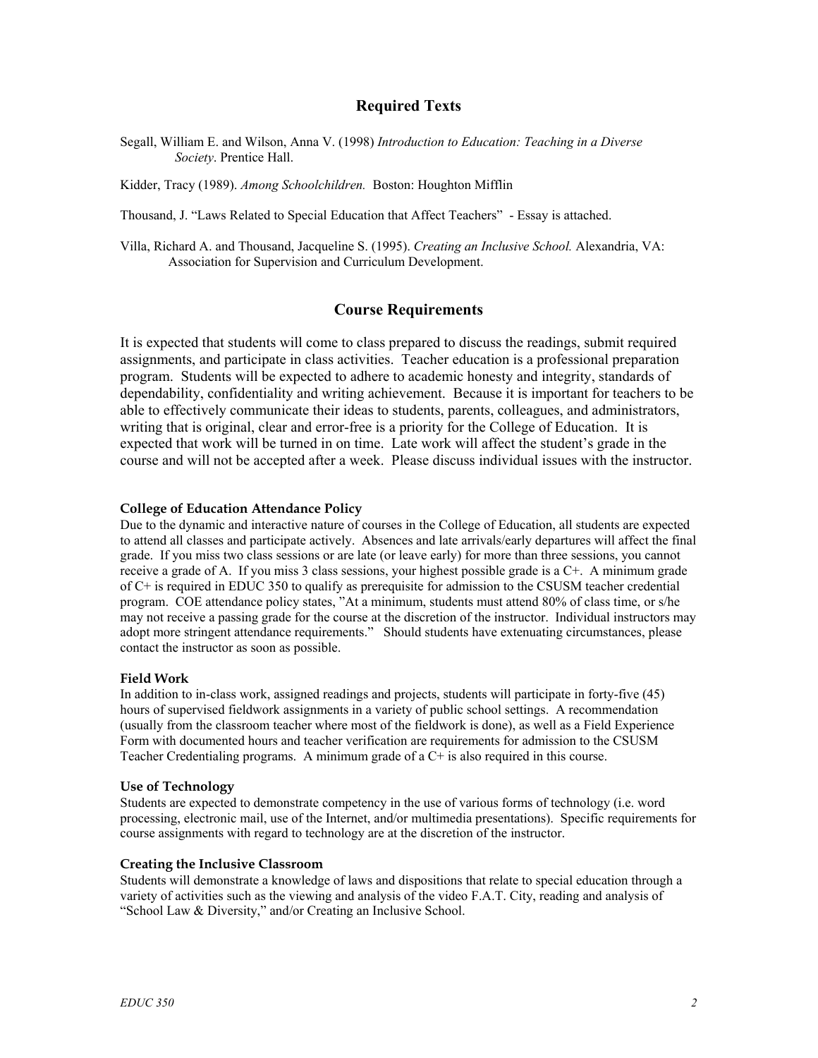## Required Texts

Segall, William E. and Wilson, Anna V. (1998) *Introduction to Education: Teaching in a Diverse Society*. Prentice Hall.

Kidder, Tracy (1989). *Among Schoolchildren.* Boston: Houghton Mifflin

Thousand, J. "Laws Related to Special Education that Affect Teachers" - Essay is attached.

Villa, Richard A. and Thousand, Jacqueline S. (1995). *Creating an Inclusive School.* Alexandria, VA: Association for Supervision and Curriculum Development.

## Course Requirements

It is expected that students will come to class prepared to discuss the readings, submit required assignments, and participate in class activities. Teacher education is a professional preparation program. Students will be expected to adhere to academic honesty and integrity, standards of dependability, confidentiality and writing achievement. Because it is important for teachers to be able to effectively communicate their ideas to students, parents, colleagues, and administrators, writing that is original, clear and error-free is a priority for the College of Education. It is expected that work will be turned in on time. Late work will affect the student's grade in the course and will not be accepted after a week. Please discuss individual issues with the instructor.

### College of Education Attendance Policy

Due to the dynamic and interactive nature of courses in the College of Education, all students are expected to attend all classes and participate actively. Absences and late arrivals/early departures will affect the final grade. If you miss two class sessions or are late (or leave early) for more than three sessions, you cannot receive a grade of A. If you miss 3 class sessions, your highest possible grade is a C+. A minimum grade of C+ is required in EDUC 350 to qualify as prerequisite for admission to the CSUSM teacher credential program. COE attendance policy states, "At a minimum, students must attend 80% of class time, or s/he may not receive a passing grade for the course at the discretion of the instructor. Individual instructors may adopt more stringent attendance requirements." Should students have extenuating circumstances, please contact the instructor as soon as possible.

### Field Work

In addition to in-class work, assigned readings and projects, students will participate in forty-five (45) hours of supervised fieldwork assignments in a variety of public school settings. A recommendation (usually from the classroom teacher where most of the fieldwork is done), as well as a Field Experience Form with documented hours and teacher verification are requirements for admission to the CSUSM Teacher Credentialing programs. A minimum grade of a C+ is also required in this course.

### Use of Technology

Students are expected to demonstrate competency in the use of various forms of technology (i.e. word processing, electronic mail, use of the Internet, and/or multimedia presentations). Specific requirements for course assignments with regard to technology are at the discretion of the instructor.

### Creating the Inclusive Classroom

Students will demonstrate a knowledge of laws and dispositions that relate to special education through a variety of activities such as the viewing and analysis of the video F.A.T. City, reading and analysis of "School Law & Diversity," and/or Creating an Inclusive School.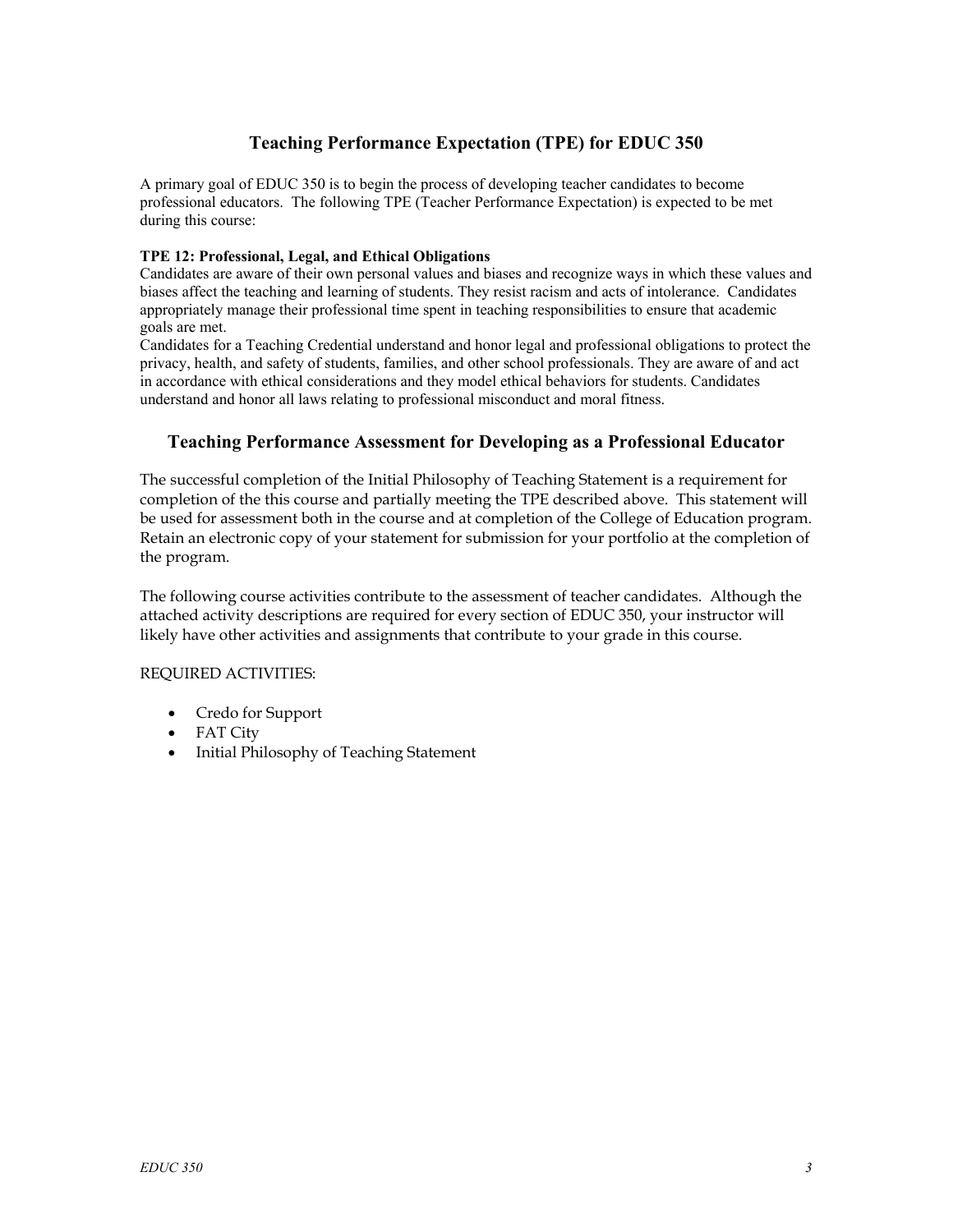## Teaching Performance Expectation (TPE) for EDUC 350

A primary goal of EDUC 350 is to begin the process of developing teacher candidates to become professional educators. The following TPE (Teacher Performance Expectation) is expected to be met during this course:

**TPE 12: Professional, Legal, and Ethical Obligations**

Candidates are aware of their own personal values and biases and recognize ways in which these values and biases affect the teaching and learning of students. They resist racism and acts of intolerance. Candidates appropriately manage their professional time spent in teaching responsibilities to ensure that academic goals are met.

Candidates for a Teaching Credential understand and honor legal and professional obligations to protect the privacy, health, and safety of students, families, and other school professionals. They are aware of and act in accordance with ethical considerations and they model ethical behaviors for students. Candidates understand and honor all laws relating to professional misconduct and moral fitness.

## Teaching Performance Assessment for Developing as a Professional Educator

The successful completion of the Initial Philosophy of Teaching Statement is a requirement for completion of the this course and partially meeting the TPE described above. This statement will be used for assessment both in the course and at completion of the College of Education program. Retain an electronic copy of your statement for submission for your portfolio at the completion of the program.

The following course activities contribute to the assessment of teacher candidates. Although the attached activity descriptions are required for every section of EDUC 350, your instructor will likely have other activities and assignments that contribute to your grade in this course.

REQUIRED ACTIVITIES:

- Credo for Support
- FAT City
- Initial Philosophy of Teaching Statement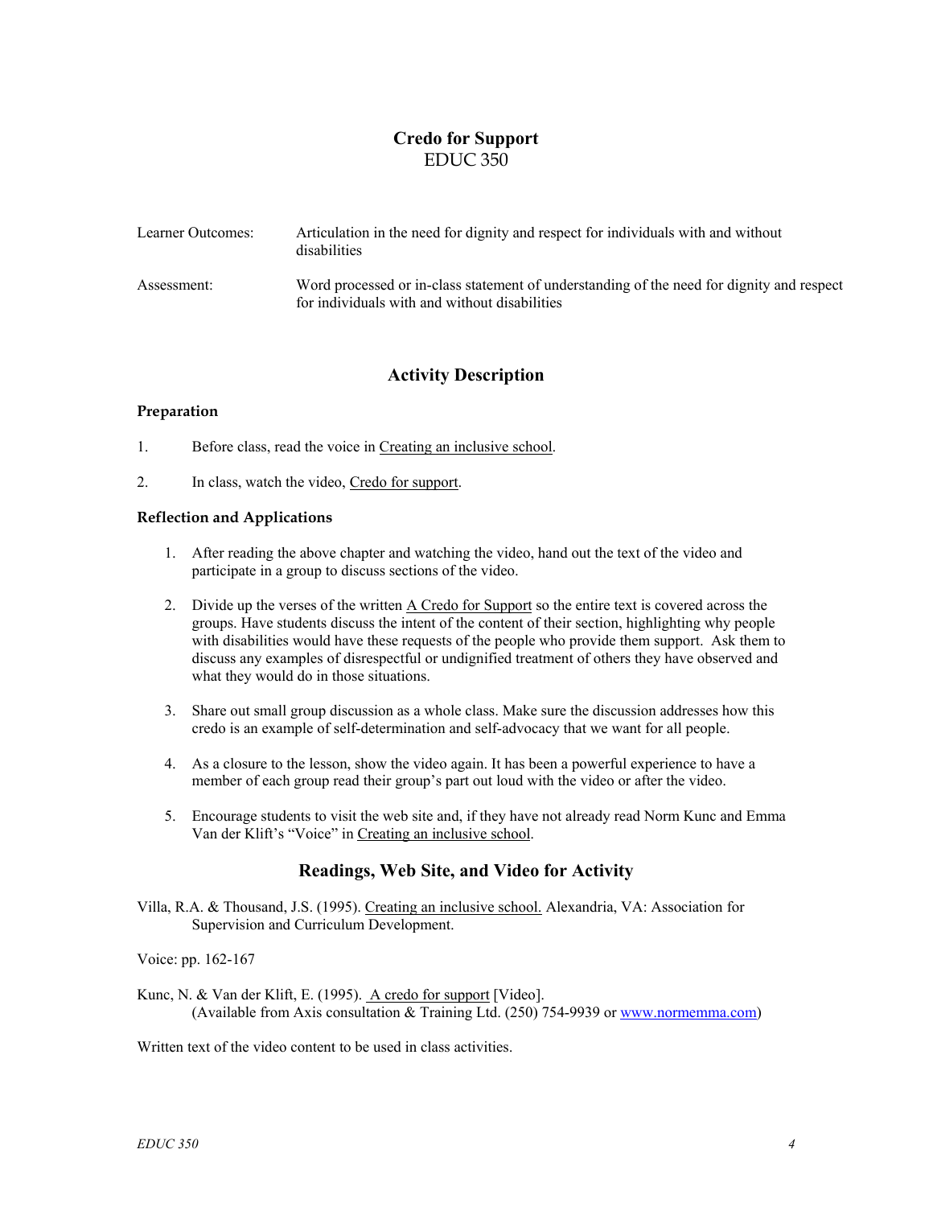## Credo for Support
EDUC 350

| | |
|---|---|
| Learner Outcomes: | Articulation in the need for dignity and respect for individuals with and without disabilities |
| Assessment: | Word processed or in-class statement of understanding of the need for dignity and respect for individuals with and without disabilities |

## Activity Description

### Preparation

1. Before class, read the voice in Creating an inclusive school.
2. In class, watch the video, Credo for support.

### Reflection and Applications

1. After reading the above chapter and watching the video, hand out the text of the video and participate in a group to discuss sections of the video.
2. Divide up the verses of the written A Credo for Support so the entire text is covered across the groups. Have students discuss the intent of the content of their section, highlighting why people with disabilities would have these requests of the people who provide them support. Ask them to discuss any examples of disrespectful or undignified treatment of others they have observed and what they would do in those situations.
3. Share out small group discussion as a whole class. Make sure the discussion addresses how this credo is an example of self-determination and self-advocacy that we want for all people.
4. As a closure to the lesson, show the video again. It has been a powerful experience to have a member of each group read their group's part out loud with the video or after the video.
5. Encourage students to visit the web site and, if they have not already read Norm Kunc and Emma Van der Klift's "Voice" in Creating an inclusive school.

## Readings, Web Site, and Video for Activity

Villa, R.A. & Thousand, J.S. (1995). Creating an inclusive school. Alexandria, VA: Association for Supervision and Curriculum Development.

Voice: pp. 162-167

Kunc, N. & Van der Klift, E. (1995). A credo for support [Video]. (Available from Axis consultation & Training Ltd. (250) 754-9939 or www.normemma.com)

Written text of the video content to be used in class activities.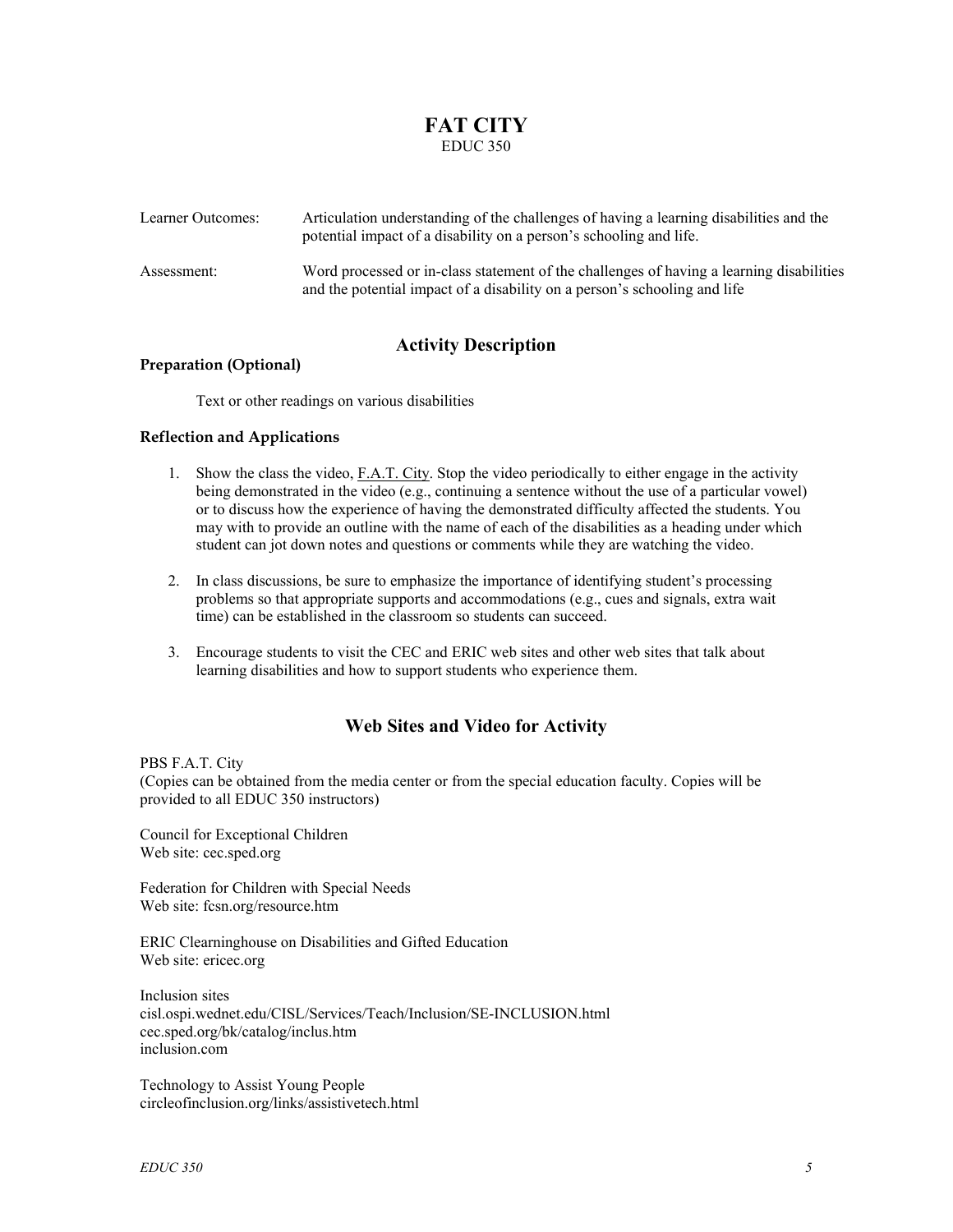# FAT CITY

EDUC 350

| | |
|---|---|
| Learner Outcomes: | Articulation understanding of the challenges of having a learning disabilities and the potential impact of a disability on a person's schooling and life. |
| Assessment: | Word processed or in-class statement of the challenges of having a learning disabilities and the potential impact of a disability on a person's schooling and life |

## Activity Description

### Preparation (Optional)

Text or other readings on various disabilities

### Reflection and Applications

1. Show the class the video, F.A.T. City. Stop the video periodically to either engage in the activity being demonstrated in the video (e.g., continuing a sentence without the use of a particular vowel) or to discuss how the experience of having the demonstrated difficulty affected the students. You may with to provide an outline with the name of each of the disabilities as a heading under which student can jot down notes and questions or comments while they are watching the video.

2. In class discussions, be sure to emphasize the importance of identifying student's processing problems so that appropriate supports and accommodations (e.g., cues and signals, extra wait time) can be established in the classroom so students can succeed.

3. Encourage students to visit the CEC and ERIC web sites and other web sites that talk about learning disabilities and how to support students who experience them.

## Web Sites and Video for Activity

PBS F.A.T. City
(Copies can be obtained from the media center or from the special education faculty. Copies will be provided to all EDUC 350 instructors)

Council for Exceptional Children
Web site: cec.sped.org

Federation for Children with Special Needs
Web site: fcsn.org/resource.htm

ERIC Clearninghouse on Disabilities and Gifted Education
Web site: ericec.org

Inclusion sites
cisl.ospi.wednet.edu/CISL/Services/Teach/Inclusion/SE-INCLUSION.html
cec.sped.org/bk/catalog/inclus.htm
inclusion.com

Technology to Assist Young People
circleofinclusion.org/links/assistivetech.html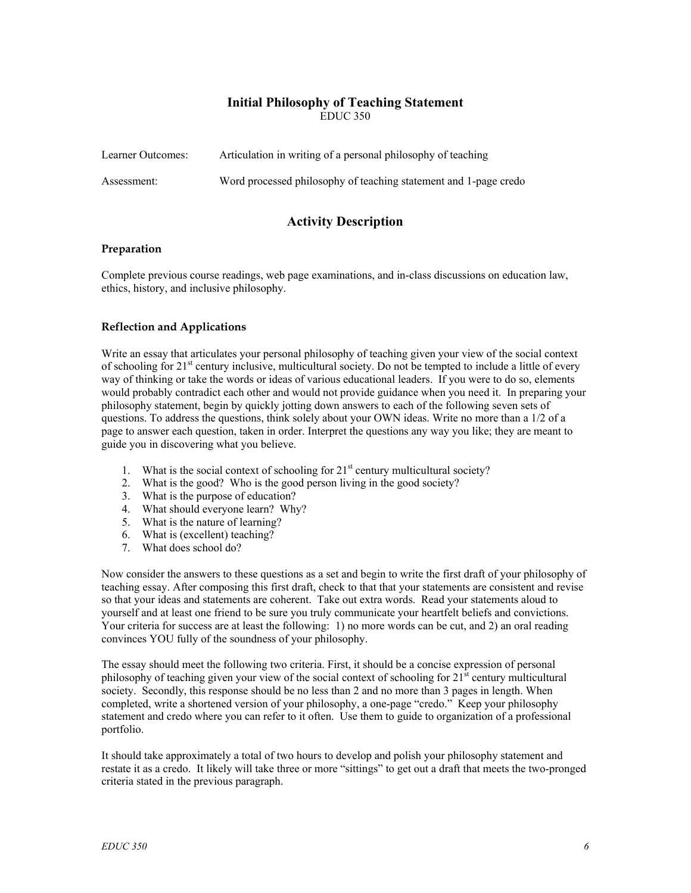# Initial Philosophy of Teaching Statement

EDUC 350

| | |
|---|---|
| Learner Outcomes: | Articulation in writing of a personal philosophy of teaching |
| Assessment: | Word processed philosophy of teaching statement and 1-page credo |

## Activity Description

### Preparation

Complete previous course readings, web page examinations, and in-class discussions on education law, ethics, history, and inclusive philosophy.

### Reflection and Applications

Write an essay that articulates your personal philosophy of teaching given your view of the social context of schooling for 21st century inclusive, multicultural society. Do not be tempted to include a little of every way of thinking or take the words or ideas of various educational leaders. If you were to do so, elements would probably contradict each other and would not provide guidance when you need it. In preparing your philosophy statement, begin by quickly jotting down answers to each of the following seven sets of questions. To address the questions, think solely about your OWN ideas. Write no more than a 1/2 of a page to answer each question, taken in order. Interpret the questions any way you like; they are meant to guide you in discovering what you believe.

1. What is the social context of schooling for 21st century multicultural society?
2. What is the good? Who is the good person living in the good society?
3. What is the purpose of education?
4. What should everyone learn? Why?
5. What is the nature of learning?
6. What is (excellent) teaching?
7. What does school do?

Now consider the answers to these questions as a set and begin to write the first draft of your philosophy of teaching essay. After composing this first draft, check to that that your statements are consistent and revise so that your ideas and statements are coherent. Take out extra words. Read your statements aloud to yourself and at least one friend to be sure you truly communicate your heartfelt beliefs and convictions. Your criteria for success are at least the following: 1) no more words can be cut, and 2) an oral reading convinces YOU fully of the soundness of your philosophy.

The essay should meet the following two criteria. First, it should be a concise expression of personal philosophy of teaching given your view of the social context of schooling for 21st century multicultural society. Secondly, this response should be no less than 2 and no more than 3 pages in length. When completed, write a shortened version of your philosophy, a one-page "credo." Keep your philosophy statement and credo where you can refer to it often. Use them to guide to organization of a professional portfolio.

It should take approximately a total of two hours to develop and polish your philosophy statement and restate it as a credo. It likely will take three or more "sittings" to get out a draft that meets the two-pronged criteria stated in the previous paragraph.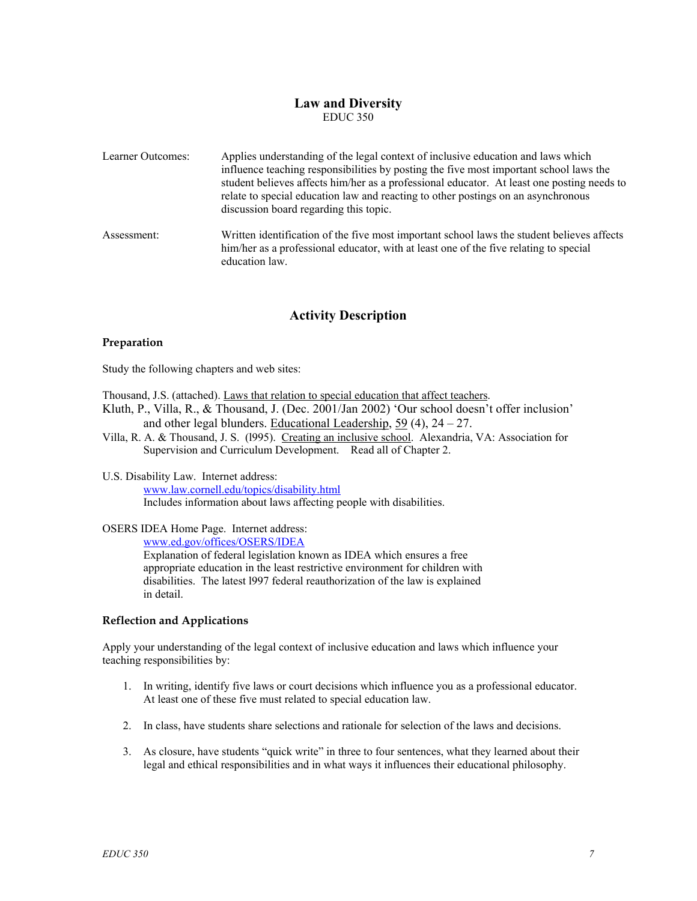# Law and Diversity

EDUC 350

**Learner Outcomes:** Applies understanding of the legal context of inclusive education and laws which influence teaching responsibilities by posting the five most important school laws the student believes affects him/her as a professional educator. At least one posting needs to relate to special education law and reacting to other postings on an asynchronous discussion board regarding this topic.

**Assessment:** Written identification of the five most important school laws the student believes affects him/her as a professional educator, with at least one of the five relating to special education law.

## Activity Description

### Preparation

Study the following chapters and web sites:

Thousand, J.S. (attached). Laws that relation to special education that affect teachers.

Kluth, P., Villa, R., & Thousand, J. (Dec. 2001/Jan 2002) 'Our school doesn't offer inclusion' and other legal blunders. Educational Leadership, 59 (4), 24 – 27.

Villa, R. A. & Thousand, J. S. (l995). Creating an inclusive school. Alexandria, VA: Association for Supervision and Curriculum Development. Read all of Chapter 2.

U.S. Disability Law. Internet address:
www.law.cornell.edu/topics/disability.html
Includes information about laws affecting people with disabilities.

OSERS IDEA Home Page. Internet address:
www.ed.gov/offices/OSERS/IDEA
Explanation of federal legislation known as IDEA which ensures a free appropriate education in the least restrictive environment for children with disabilities. The latest l997 federal reauthorization of the law is explained in detail.

### Reflection and Applications

Apply your understanding of the legal context of inclusive education and laws which influence your teaching responsibilities by:

1. In writing, identify five laws or court decisions which influence you as a professional educator. At least one of these five must related to special education law.
2. In class, have students share selections and rationale for selection of the laws and decisions.
3. As closure, have students "quick write" in three to four sentences, what they learned about their legal and ethical responsibilities and in what ways it influences their educational philosophy.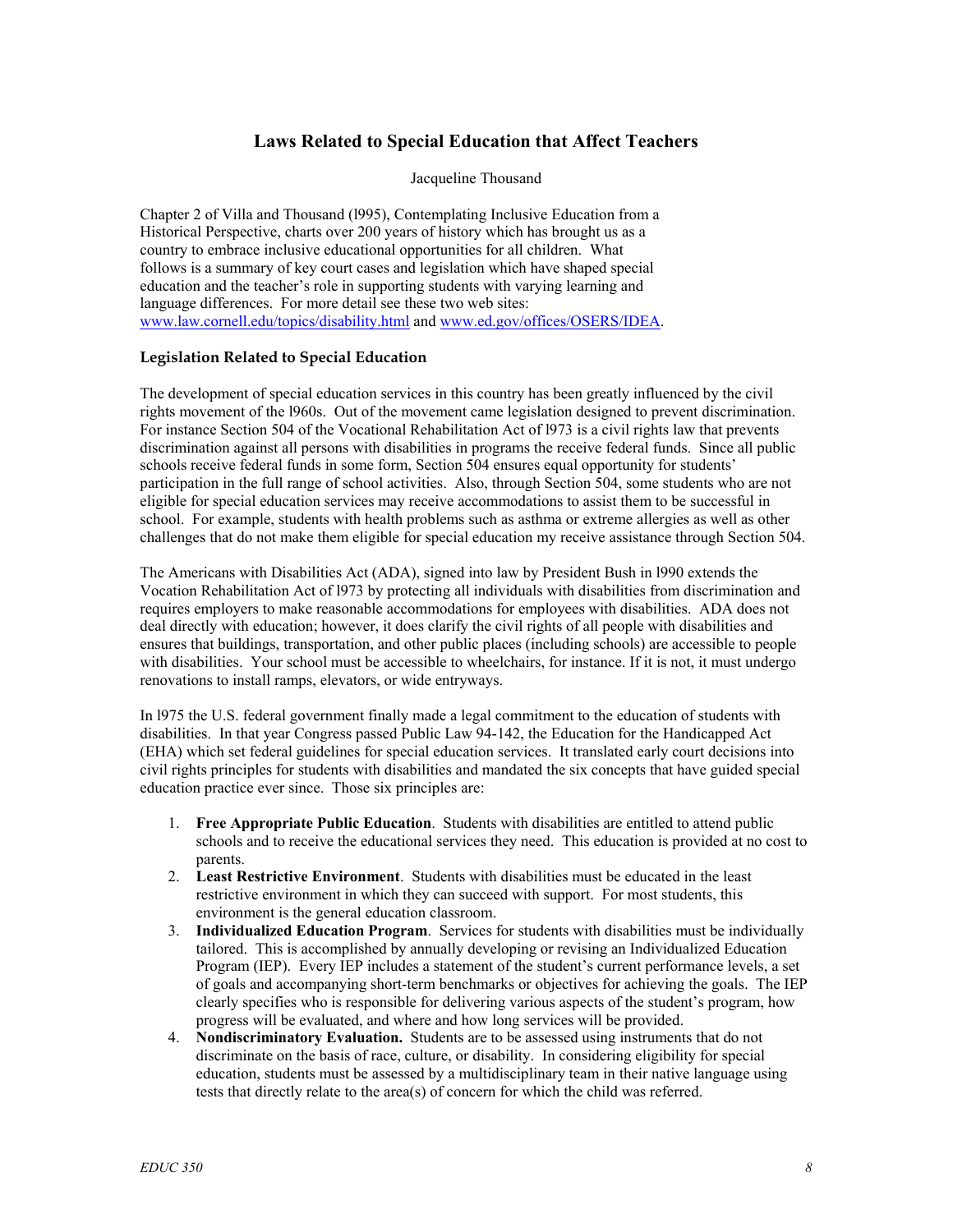## Laws Related to Special Education that Affect Teachers

Jacqueline Thousand

Chapter 2 of Villa and Thousand (l995), Contemplating Inclusive Education from a Historical Perspective, charts over 200 years of history which has brought us as a country to embrace inclusive educational opportunities for all children. What follows is a summary of key court cases and legislation which have shaped special education and the teacher's role in supporting students with varying learning and language differences. For more detail see these two web sites: www.law.cornell.edu/topics/disability.html and www.ed.gov/offices/OSERS/IDEA.

### Legislation Related to Special Education

The development of special education services in this country has been greatly influenced by the civil rights movement of the l960s. Out of the movement came legislation designed to prevent discrimination. For instance Section 504 of the Vocational Rehabilitation Act of l973 is a civil rights law that prevents discrimination against all persons with disabilities in programs the receive federal funds. Since all public schools receive federal funds in some form, Section 504 ensures equal opportunity for students' participation in the full range of school activities. Also, through Section 504, some students who are not eligible for special education services may receive accommodations to assist them to be successful in school. For example, students with health problems such as asthma or extreme allergies as well as other challenges that do not make them eligible for special education my receive assistance through Section 504.

The Americans with Disabilities Act (ADA), signed into law by President Bush in l990 extends the Vocation Rehabilitation Act of l973 by protecting all individuals with disabilities from discrimination and requires employers to make reasonable accommodations for employees with disabilities. ADA does not deal directly with education; however, it does clarify the civil rights of all people with disabilities and ensures that buildings, transportation, and other public places (including schools) are accessible to people with disabilities. Your school must be accessible to wheelchairs, for instance. If it is not, it must undergo renovations to install ramps, elevators, or wide entryways.

In l975 the U.S. federal government finally made a legal commitment to the education of students with disabilities. In that year Congress passed Public Law 94-142, the Education for the Handicapped Act (EHA) which set federal guidelines for special education services. It translated early court decisions into civil rights principles for students with disabilities and mandated the six concepts that have guided special education practice ever since. Those six principles are:

1. **Free Appropriate Public Education**. Students with disabilities are entitled to attend public schools and to receive the educational services they need. This education is provided at no cost to parents.
2. **Least Restrictive Environment**. Students with disabilities must be educated in the least restrictive environment in which they can succeed with support. For most students, this environment is the general education classroom.
3. **Individualized Education Program**. Services for students with disabilities must be individually tailored. This is accomplished by annually developing or revising an Individualized Education Program (IEP). Every IEP includes a statement of the student's current performance levels, a set of goals and accompanying short-term benchmarks or objectives for achieving the goals. The IEP clearly specifies who is responsible for delivering various aspects of the student's program, how progress will be evaluated, and where and how long services will be provided.
4. **Nondiscriminatory Evaluation.** Students are to be assessed using instruments that do not discriminate on the basis of race, culture, or disability. In considering eligibility for special education, students must be assessed by a multidisciplinary team in their native language using tests that directly relate to the area(s) of concern for which the child was referred.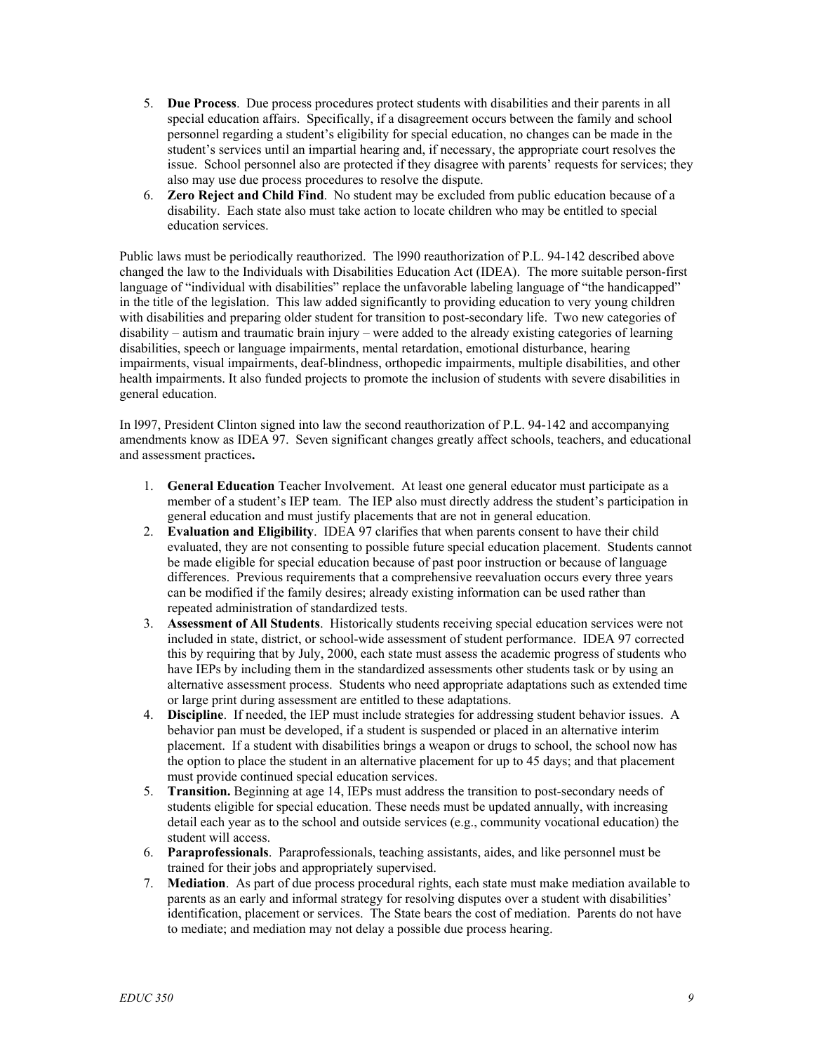5. **Due Process**. Due process procedures protect students with disabilities and their parents in all special education affairs. Specifically, if a disagreement occurs between the family and school personnel regarding a student's eligibility for special education, no changes can be made in the student's services until an impartial hearing and, if necessary, the appropriate court resolves the issue. School personnel also are protected if they disagree with parents' requests for services; they also may use due process procedures to resolve the dispute.
6. **Zero Reject and Child Find**. No student may be excluded from public education because of a disability. Each state also must take action to locate children who may be entitled to special education services.

Public laws must be periodically reauthorized. The l990 reauthorization of P.L. 94-142 described above changed the law to the Individuals with Disabilities Education Act (IDEA). The more suitable person-first language of "individual with disabilities" replace the unfavorable labeling language of "the handicapped" in the title of the legislation. This law added significantly to providing education to very young children with disabilities and preparing older student for transition to post-secondary life. Two new categories of disability – autism and traumatic brain injury – were added to the already existing categories of learning disabilities, speech or language impairments, mental retardation, emotional disturbance, hearing impairments, visual impairments, deaf-blindness, orthopedic impairments, multiple disabilities, and other health impairments. It also funded projects to promote the inclusion of students with severe disabilities in general education.

In l997, President Clinton signed into law the second reauthorization of P.L. 94-142 and accompanying amendments know as IDEA 97. Seven significant changes greatly affect schools, teachers, and educational and assessment practices**.**

1. **General Education** Teacher Involvement. At least one general educator must participate as a member of a student's IEP team. The IEP also must directly address the student's participation in general education and must justify placements that are not in general education.
2. **Evaluation and Eligibility**. IDEA 97 clarifies that when parents consent to have their child evaluated, they are not consenting to possible future special education placement. Students cannot be made eligible for special education because of past poor instruction or because of language differences. Previous requirements that a comprehensive reevaluation occurs every three years can be modified if the family desires; already existing information can be used rather than repeated administration of standardized tests.
3. **Assessment of All Students**. Historically students receiving special education services were not included in state, district, or school-wide assessment of student performance. IDEA 97 corrected this by requiring that by July, 2000, each state must assess the academic progress of students who have IEPs by including them in the standardized assessments other students task or by using an alternative assessment process. Students who need appropriate adaptations such as extended time or large print during assessment are entitled to these adaptations.
4. **Discipline**. If needed, the IEP must include strategies for addressing student behavior issues. A behavior pan must be developed, if a student is suspended or placed in an alternative interim placement. If a student with disabilities brings a weapon or drugs to school, the school now has the option to place the student in an alternative placement for up to 45 days; and that placement must provide continued special education services.
5. **Transition.** Beginning at age 14, IEPs must address the transition to post-secondary needs of students eligible for special education. These needs must be updated annually, with increasing detail each year as to the school and outside services (e.g., community vocational education) the student will access.
6. **Paraprofessionals**. Paraprofessionals, teaching assistants, aides, and like personnel must be trained for their jobs and appropriately supervised.
7. **Mediation**. As part of due process procedural rights, each state must make mediation available to parents as an early and informal strategy for resolving disputes over a student with disabilities' identification, placement or services. The State bears the cost of mediation. Parents do not have to mediate; and mediation may not delay a possible due process hearing.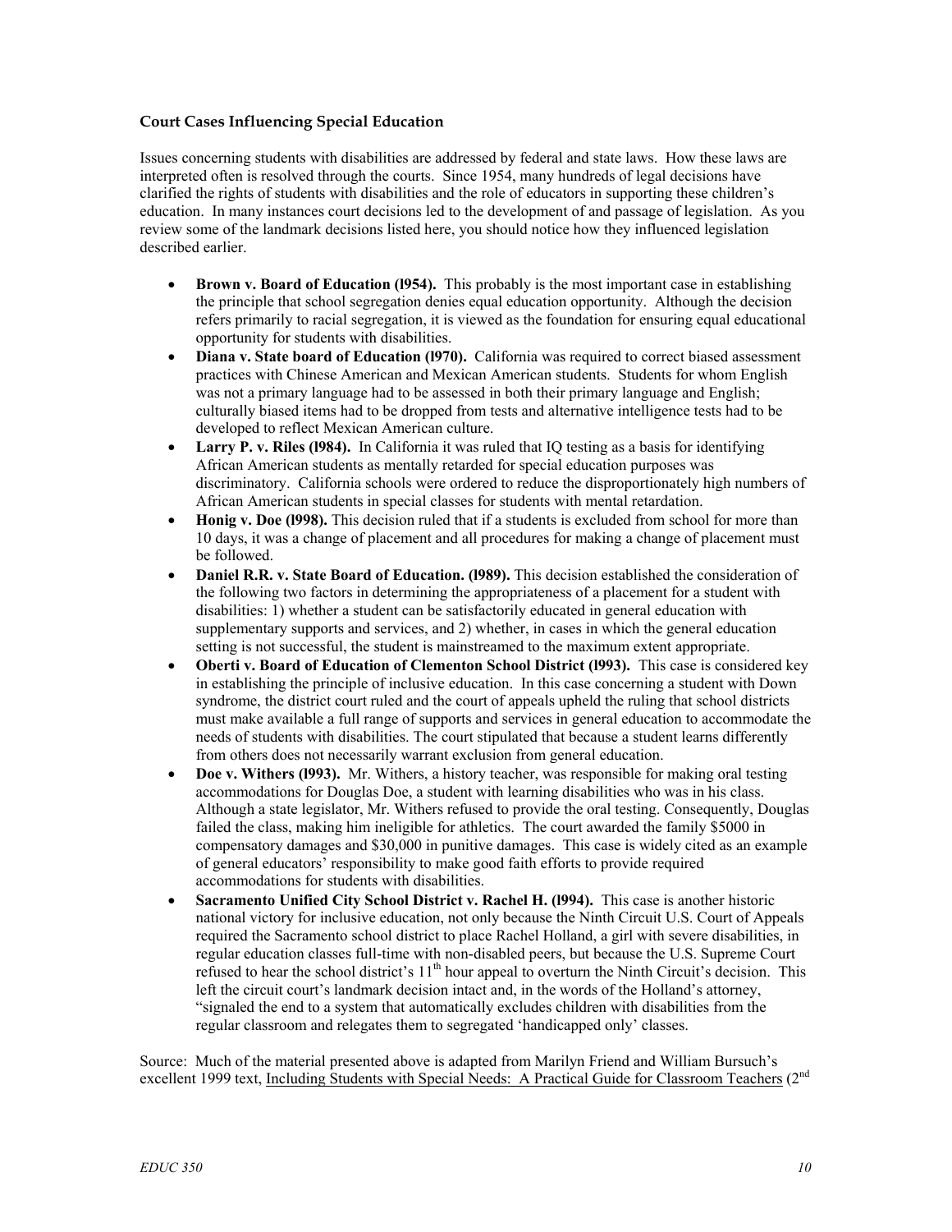### Court Cases Influencing Special Education

Issues concerning students with disabilities are addressed by federal and state laws. How these laws are interpreted often is resolved through the courts. Since 1954, many hundreds of legal decisions have clarified the rights of students with disabilities and the role of educators in supporting these children's education. In many instances court decisions led to the development of and passage of legislation. As you review some of the landmark decisions listed here, you should notice how they influenced legislation described earlier.

- **Brown v. Board of Education (l954).** This probably is the most important case in establishing the principle that school segregation denies equal education opportunity. Although the decision refers primarily to racial segregation, it is viewed as the foundation for ensuring equal educational opportunity for students with disabilities.
- **Diana v. State board of Education (l970).** California was required to correct biased assessment practices with Chinese American and Mexican American students. Students for whom English was not a primary language had to be assessed in both their primary language and English; culturally biased items had to be dropped from tests and alternative intelligence tests had to be developed to reflect Mexican American culture.
- **Larry P. v. Riles (l984).** In California it was ruled that IQ testing as a basis for identifying African American students as mentally retarded for special education purposes was discriminatory. California schools were ordered to reduce the disproportionately high numbers of African American students in special classes for students with mental retardation.
- **Honig v. Doe (l998).** This decision ruled that if a students is excluded from school for more than 10 days, it was a change of placement and all procedures for making a change of placement must be followed.
- **Daniel R.R. v. State Board of Education. (l989).** This decision established the consideration of the following two factors in determining the appropriateness of a placement for a student with disabilities: 1) whether a student can be satisfactorily educated in general education with supplementary supports and services, and 2) whether, in cases in which the general education setting is not successful, the student is mainstreamed to the maximum extent appropriate.
- **Oberti v. Board of Education of Clementon School District (l993).** This case is considered key in establishing the principle of inclusive education. In this case concerning a student with Down syndrome, the district court ruled and the court of appeals upheld the ruling that school districts must make available a full range of supports and services in general education to accommodate the needs of students with disabilities. The court stipulated that because a student learns differently from others does not necessarily warrant exclusion from general education.
- **Doe v. Withers (l993).** Mr. Withers, a history teacher, was responsible for making oral testing accommodations for Douglas Doe, a student with learning disabilities who was in his class. Although a state legislator, Mr. Withers refused to provide the oral testing. Consequently, Douglas failed the class, making him ineligible for athletics. The court awarded the family $5000 in compensatory damages and $30,000 in punitive damages. This case is widely cited as an example of general educators' responsibility to make good faith efforts to provide required accommodations for students with disabilities.
- **Sacramento Unified City School District v. Rachel H. (l994).** This case is another historic national victory for inclusive education, not only because the Ninth Circuit U.S. Court of Appeals required the Sacramento school district to place Rachel Holland, a girl with severe disabilities, in regular education classes full-time with non-disabled peers, but because the U.S. Supreme Court refused to hear the school district's 11th hour appeal to overturn the Ninth Circuit's decision. This left the circuit court's landmark decision intact and, in the words of the Holland's attorney, "signaled the end to a system that automatically excludes children with disabilities from the regular classroom and relegates them to segregated 'handicapped only' classes.

Source: Much of the material presented above is adapted from Marilyn Friend and William Bursuch's excellent 1999 text, Including Students with Special Needs: A Practical Guide for Classroom Teachers (2nd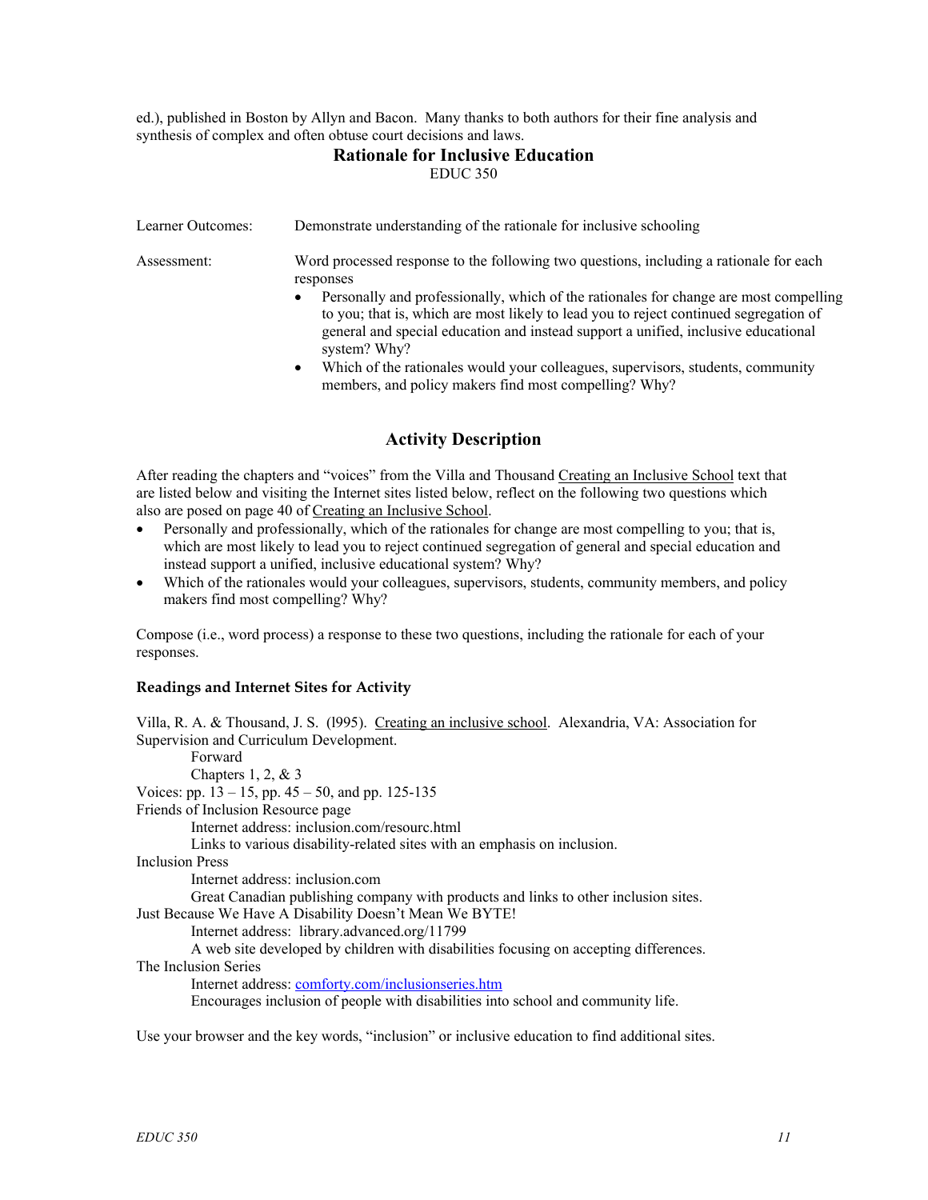ed.), published in Boston by Allyn and Bacon. Many thanks to both authors for their fine analysis and synthesis of complex and often obtuse court decisions and laws.

## Rationale for Inclusive Education

EDUC 350

Learner Outcomes: Demonstrate understanding of the rationale for inclusive schooling

Assessment: Word processed response to the following two questions, including a rationale for each responses

- Personally and professionally, which of the rationales for change are most compelling to you; that is, which are most likely to lead you to reject continued segregation of general and special education and instead support a unified, inclusive educational system? Why?
- Which of the rationales would your colleagues, supervisors, students, community members, and policy makers find most compelling? Why?

## Activity Description

After reading the chapters and "voices" from the Villa and Thousand Creating an Inclusive School text that are listed below and visiting the Internet sites listed below, reflect on the following two questions which also are posed on page 40 of Creating an Inclusive School.

- Personally and professionally, which of the rationales for change are most compelling to you; that is, which are most likely to lead you to reject continued segregation of general and special education and instead support a unified, inclusive educational system? Why?
- Which of the rationales would your colleagues, supervisors, students, community members, and policy makers find most compelling? Why?

Compose (i.e., word process) a response to these two questions, including the rationale for each of your responses.

### Readings and Internet Sites for Activity

Villa, R. A. & Thousand, J. S. (l995). Creating an inclusive school. Alexandria, VA: Association for Supervision and Curriculum Development.

Forward

Chapters 1, 2, & 3

Voices: pp. 13 – 15, pp. 45 – 50, and pp. 125-135

Friends of Inclusion Resource page

Internet address: inclusion.com/resourc.html

Links to various disability-related sites with an emphasis on inclusion.

Inclusion Press

Internet address: inclusion.com

Great Canadian publishing company with products and links to other inclusion sites.

Just Because We Have A Disability Doesn't Mean We BYTE!

Internet address: library.advanced.org/11799

A web site developed by children with disabilities focusing on accepting differences.

The Inclusion Series

Internet address: comforty.com/inclusionseries.htm

Encourages inclusion of people with disabilities into school and community life.

Use your browser and the key words, "inclusion" or inclusive education to find additional sites.